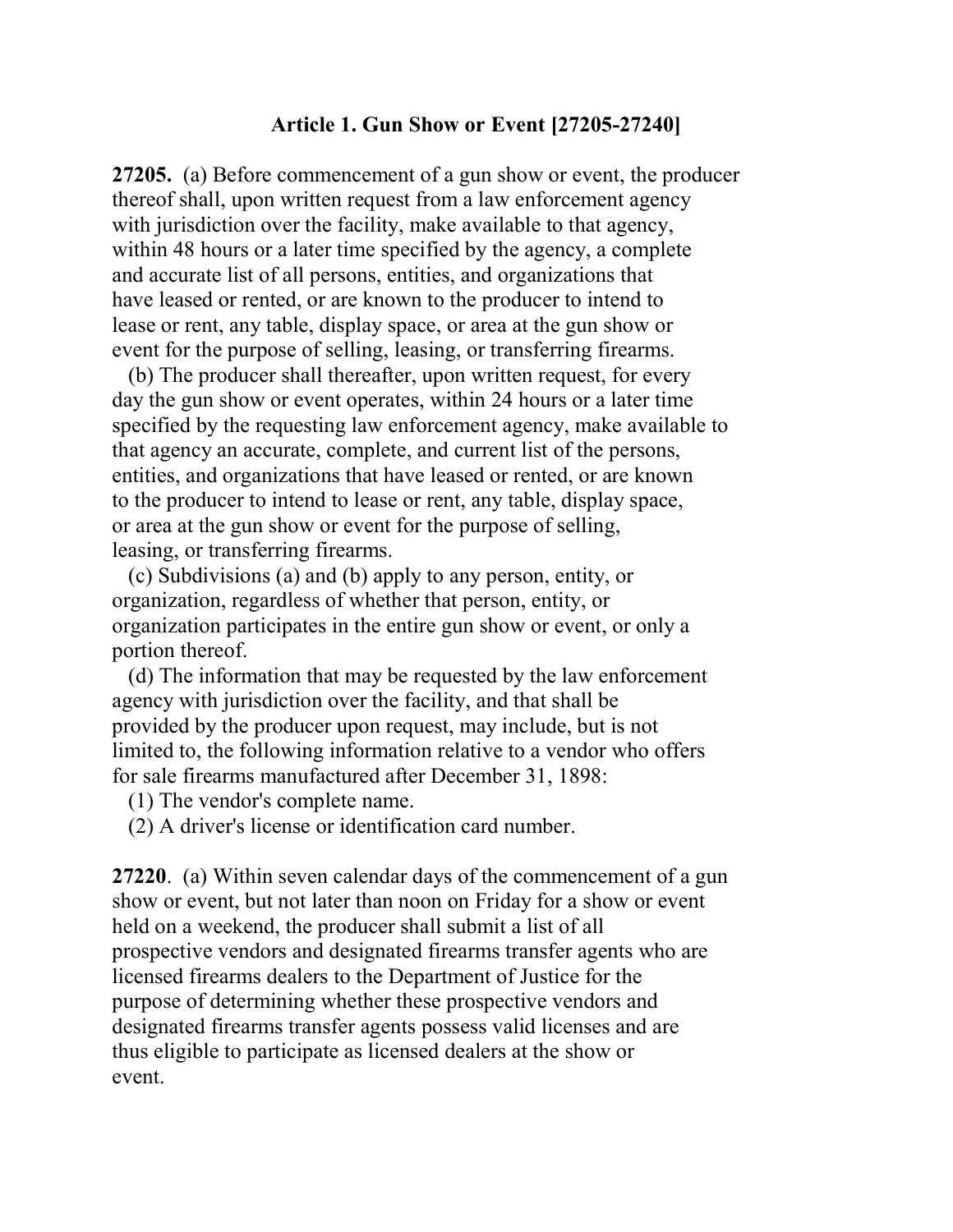## Article 1. Gun Show or Event [27205-27240]

**27205.** (a) Before commencement of a gun show or event, the producer thereof shall, upon written request from a law enforcement agency with jurisdiction over the facility, make available to that agency, within 48 hours or a later time specified by the agency, a complete and accurate list of all persons, entities, and organizations that have leased or rented, or are known to the producer to intend to lease or rent, any table, display space, or area at the gun show or event for the purpose of selling, leasing, or transferring firearms.

(b) The producer shall thereafter, upon written request, for every day the gun show or event operates, within 24 hours or a later time specified by the requesting law enforcement agency, make available to that agency an accurate, complete, and current list of the persons, entities, and organizations that have leased or rented, or are known to the producer to intend to lease or rent, any table, display space, or area at the gun show or event for the purpose of selling, leasing, or transferring firearms.

(c) Subdivisions (a) and (b) apply to any person, entity, or organization, regardless of whether that person, entity, or organization participates in the entire gun show or event, or only a portion thereof.

(d) The information that may be requested by the law enforcement agency with jurisdiction over the facility, and that shall be provided by the producer upon request, may include, but is not limited to, the following information relative to a vendor who offers for sale firearms manufactured after December 31, 1898:

(1) The vendor's complete name.

(2) A driver's license or identification card number.

**27220**. (a) Within seven calendar days of the commencement of a gun show or event, but not later than noon on Friday for a show or event held on a weekend, the producer shall submit a list of all prospective vendors and designated firearms transfer agents who are licensed firearms dealers to the Department of Justice for the purpose of determining whether these prospective vendors and designated firearms transfer agents possess valid licenses and are thus eligible to participate as licensed dealers at the show or event.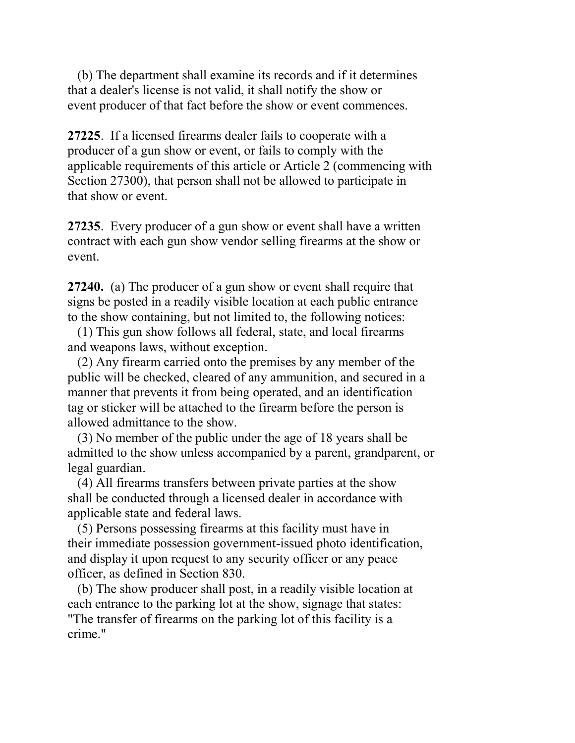(b) The department shall examine its records and if it determines that a dealer's license is not valid, it shall notify the show or event producer of that fact before the show or event commences.

**27225**. If a licensed firearms dealer fails to cooperate with a producer of a gun show or event, or fails to comply with the applicable requirements of this article or Article 2 (commencing with Section 27300), that person shall not be allowed to participate in that show or event.

**27235**. Every producer of a gun show or event shall have a written contract with each gun show vendor selling firearms at the show or event.

**27240.** (a) The producer of a gun show or event shall require that signs be posted in a readily visible location at each public entrance to the show containing, but not limited to, the following notices:

(1) This gun show follows all federal, state, and local firearms and weapons laws, without exception.

(2) Any firearm carried onto the premises by any member of the public will be checked, cleared of any ammunition, and secured in a manner that prevents it from being operated, and an identification tag or sticker will be attached to the firearm before the person is allowed admittance to the show.

(3) No member of the public under the age of 18 years shall be admitted to the show unless accompanied by a parent, grandparent, or legal guardian.

(4) All firearms transfers between private parties at the show shall be conducted through a licensed dealer in accordance with applicable state and federal laws.

(5) Persons possessing firearms at this facility must have in their immediate possession government-issued photo identification, and display it upon request to any security officer or any peace officer, as defined in Section 830.

(b) The show producer shall post, in a readily visible location at each entrance to the parking lot at the show, signage that states: "The transfer of firearms on the parking lot of this facility is a crime."